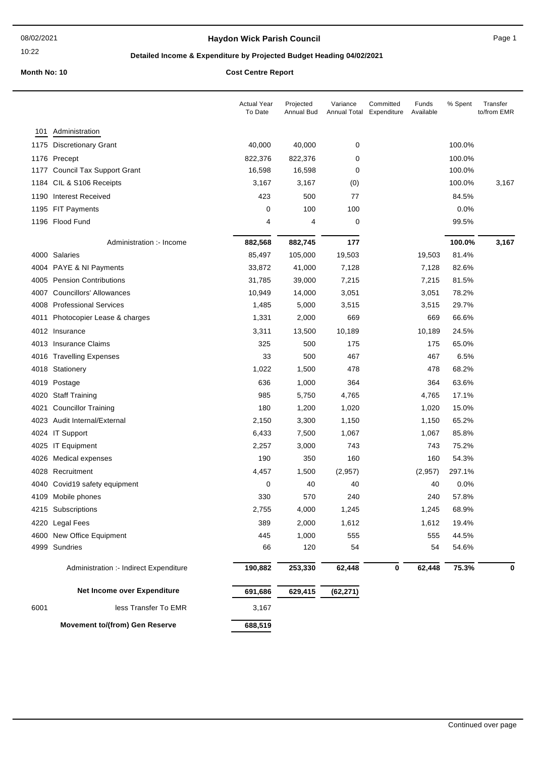08/02/2021

10:22

# Haydon Wick Parish Council

## Detailed Income & Expenditure by Projected Budget Heading 04/02/2021

**Month No: 10** **Cost Centre Report**

| | | Actual Year To Date | Projected Annual Bud | Variance Annual Total | Committed Expenditure | Funds Available | % Spent | Transfer to/from EMR |
|---|---|---|---|---|---|---|---|---|
| 101 | Administration | | | | | | | |
| 1175 | Discretionary Grant | 40,000 | 40,000 | 0 | | | 100.0% | |
| 1176 | Precept | 822,376 | 822,376 | 0 | | | 100.0% | |
| 1177 | Council Tax Support Grant | 16,598 | 16,598 | 0 | | | 100.0% | |
| 1184 | CIL & S106 Receipts | 3,167 | 3,167 | (0) | | | 100.0% | 3,167 |
| 1190 | Interest Received | 423 | 500 | 77 | | | 84.5% | |
| 1195 | FIT Payments | 0 | 100 | 100 | | | 0.0% | |
| 1196 | Flood Fund | 4 | 4 | 0 | | | 99.5% | |
| | Administration :- Income | **882,568** | **882,745** | **177** | | | **100.0%** | **3,167** |
| 4000 | Salaries | 85,497 | 105,000 | 19,503 | | 19,503 | 81.4% | |
| 4004 | PAYE & NI Payments | 33,872 | 41,000 | 7,128 | | 7,128 | 82.6% | |
| 4005 | Pension Contributions | 31,785 | 39,000 | 7,215 | | 7,215 | 81.5% | |
| 4007 | Councillors' Allowances | 10,949 | 14,000 | 3,051 | | 3,051 | 78.2% | |
| 4008 | Professional Services | 1,485 | 5,000 | 3,515 | | 3,515 | 29.7% | |
| 4011 | Photocopier Lease & charges | 1,331 | 2,000 | 669 | | 669 | 66.6% | |
| 4012 | Insurance | 3,311 | 13,500 | 10,189 | | 10,189 | 24.5% | |
| 4013 | Insurance Claims | 325 | 500 | 175 | | 175 | 65.0% | |
| 4016 | Travelling Expenses | 33 | 500 | 467 | | 467 | 6.5% | |
| 4018 | Stationery | 1,022 | 1,500 | 478 | | 478 | 68.2% | |
| 4019 | Postage | 636 | 1,000 | 364 | | 364 | 63.6% | |
| 4020 | Staff Training | 985 | 5,750 | 4,765 | | 4,765 | 17.1% | |
| 4021 | Councillor Training | 180 | 1,200 | 1,020 | | 1,020 | 15.0% | |
| 4023 | Audit Internal/External | 2,150 | 3,300 | 1,150 | | 1,150 | 65.2% | |
| 4024 | IT Support | 6,433 | 7,500 | 1,067 | | 1,067 | 85.8% | |
| 4025 | IT Equipment | 2,257 | 3,000 | 743 | | 743 | 75.2% | |
| 4026 | Medical expenses | 190 | 350 | 160 | | 160 | 54.3% | |
| 4028 | Recruitment | 4,457 | 1,500 | (2,957) | | (2,957) | 297.1% | |
| 4040 | Covid19 safety equipment | 0 | 40 | 40 | | 40 | 0.0% | |
| 4109 | Mobile phones | 330 | 570 | 240 | | 240 | 57.8% | |
| 4215 | Subscriptions | 2,755 | 4,000 | 1,245 | | 1,245 | 68.9% | |
| 4220 | Legal Fees | 389 | 2,000 | 1,612 | | 1,612 | 19.4% | |
| 4600 | New Office Equipment | 445 | 1,000 | 555 | | 555 | 44.5% | |
| 4999 | Sundries | 66 | 120 | 54 | | 54 | 54.6% | |
| | Administration :- Indirect Expenditure | **190,882** | **253,330** | **62,448** | **0** | **62,448** | **75.3%** | **0** |
| | **Net Income over Expenditure** | **691,686** | **629,415** | **(62,271)** | | | | |
| 6001 | less Transfer To EMR | 3,167 | | | | | | |
| | **Movement to/(from) Gen Reserve** | **688,519** | | | | | | |

Continued over page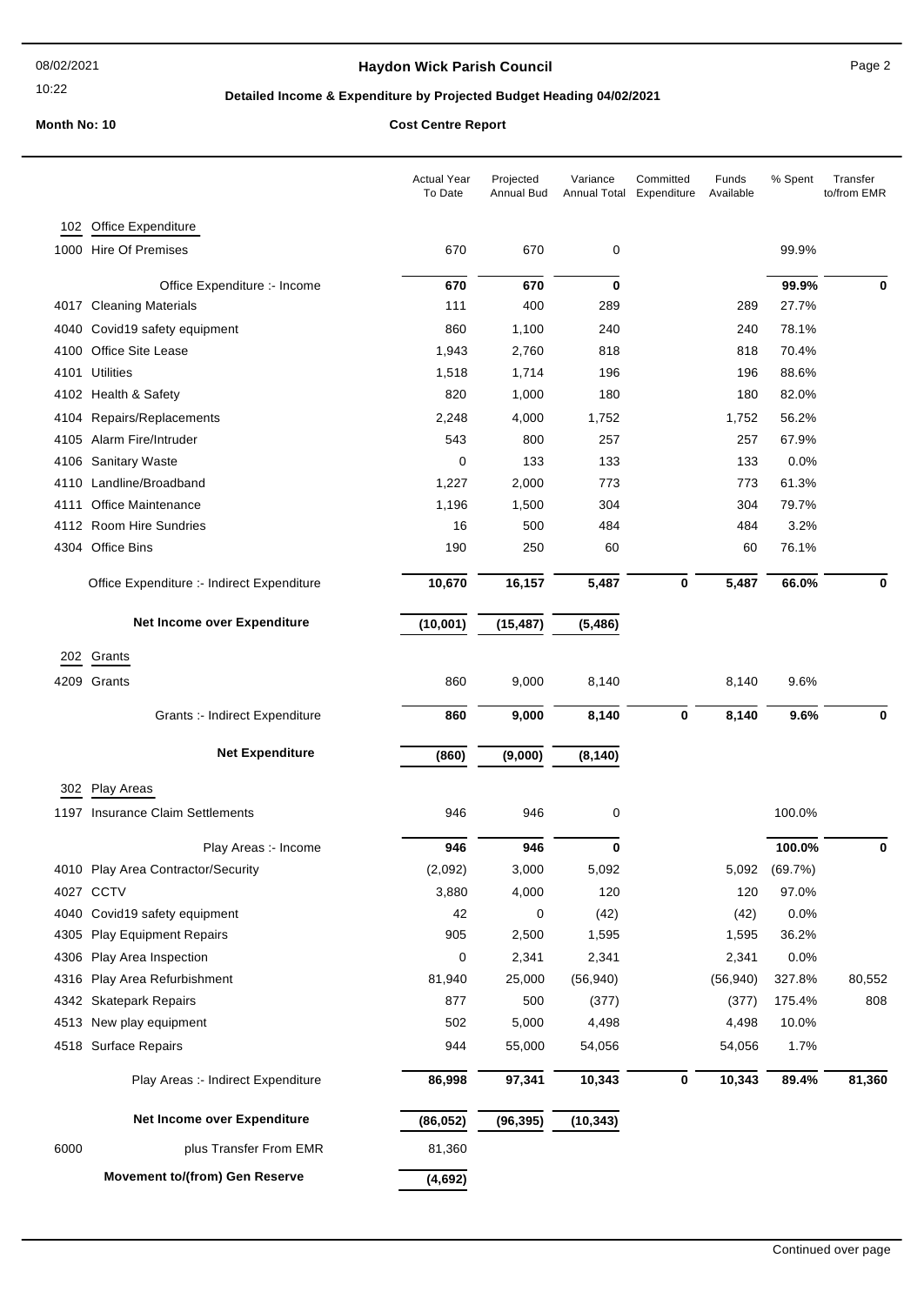**Haydon Wick Parish Council**

**Detailed Income & Expenditure by Projected Budget Heading 04/02/2021**

**Month No: 10** **Cost Centre Report**

| | | Actual Year To Date | Projected Annual Bud | Variance Annual Total | Committed Expenditure | Funds Available | % Spent | Transfer to/from EMR |
|---|---|---|---|---|---|---|---|---|
| 102 | Office Expenditure | | | | | | | |
| 1000 | Hire Of Premises | 670 | 670 | 0 | | | 99.9% | |
| | Office Expenditure :- Income | **670** | **670** | **0** | | | **99.9%** | **0** |
| 4017 | Cleaning Materials | 111 | 400 | 289 | | 289 | 27.7% | |
| 4040 | Covid19 safety equipment | 860 | 1,100 | 240 | | 240 | 78.1% | |
| 4100 | Office Site Lease | 1,943 | 2,760 | 818 | | 818 | 70.4% | |
| 4101 | Utilities | 1,518 | 1,714 | 196 | | 196 | 88.6% | |
| 4102 | Health & Safety | 820 | 1,000 | 180 | | 180 | 82.0% | |
| 4104 | Repairs/Replacements | 2,248 | 4,000 | 1,752 | | 1,752 | 56.2% | |
| 4105 | Alarm Fire/Intruder | 543 | 800 | 257 | | 257 | 67.9% | |
| 4106 | Sanitary Waste | 0 | 133 | 133 | | 133 | 0.0% | |
| 4110 | Landline/Broadband | 1,227 | 2,000 | 773 | | 773 | 61.3% | |
| 4111 | Office Maintenance | 1,196 | 1,500 | 304 | | 304 | 79.7% | |
| 4112 | Room Hire Sundries | 16 | 500 | 484 | | 484 | 3.2% | |
| 4304 | Office Bins | 190 | 250 | 60 | | 60 | 76.1% | |
| | Office Expenditure :- Indirect Expenditure | **10,670** | **16,157** | **5,487** | **0** | **5,487** | **66.0%** | **0** |
| | **Net Income over Expenditure** | **(10,001)** | **(15,487)** | **(5,486)** | | | | |
| 202 | Grants | | | | | | | |
| 4209 | Grants | 860 | 9,000 | 8,140 | | 8,140 | 9.6% | |
| | Grants :- Indirect Expenditure | **860** | **9,000** | **8,140** | **0** | **8,140** | **9.6%** | **0** |
| | **Net Expenditure** | **(860)** | **(9,000)** | **(8,140)** | | | | |
| 302 | Play Areas | | | | | | | |
| 1197 | Insurance Claim Settlements | 946 | 946 | 0 | | | 100.0% | |
| | Play Areas :- Income | **946** | **946** | **0** | | | **100.0%** | **0** |
| 4010 | Play Area Contractor/Security | (2,092) | 3,000 | 5,092 | | 5,092 | (69.7%) | |
| 4027 | CCTV | 3,880 | 4,000 | 120 | | 120 | 97.0% | |
| 4040 | Covid19 safety equipment | 42 | 0 | (42) | | (42) | 0.0% | |
| 4305 | Play Equipment Repairs | 905 | 2,500 | 1,595 | | 1,595 | 36.2% | |
| 4306 | Play Area Inspection | 0 | 2,341 | 2,341 | | 2,341 | 0.0% | |
| 4316 | Play Area Refurbishment | 81,940 | 25,000 | (56,940) | | (56,940) | 327.8% | 80,552 |
| 4342 | Skatepark Repairs | 877 | 500 | (377) | | (377) | 175.4% | 808 |
| 4513 | New play equipment | 502 | 5,000 | 4,498 | | 4,498 | 10.0% | |
| 4518 | Surface Repairs | 944 | 55,000 | 54,056 | | 54,056 | 1.7% | |
| | Play Areas :- Indirect Expenditure | **86,998** | **97,341** | **10,343** | **0** | **10,343** | **89.4%** | **81,360** |
| | **Net Income over Expenditure** | **(86,052)** | **(96,395)** | **(10,343)** | | | | |
| 6000 | plus Transfer From EMR | 81,360 | | | | | | |
| | **Movement to/(from) Gen Reserve** | **(4,692)** | | | | | | |

Continued over page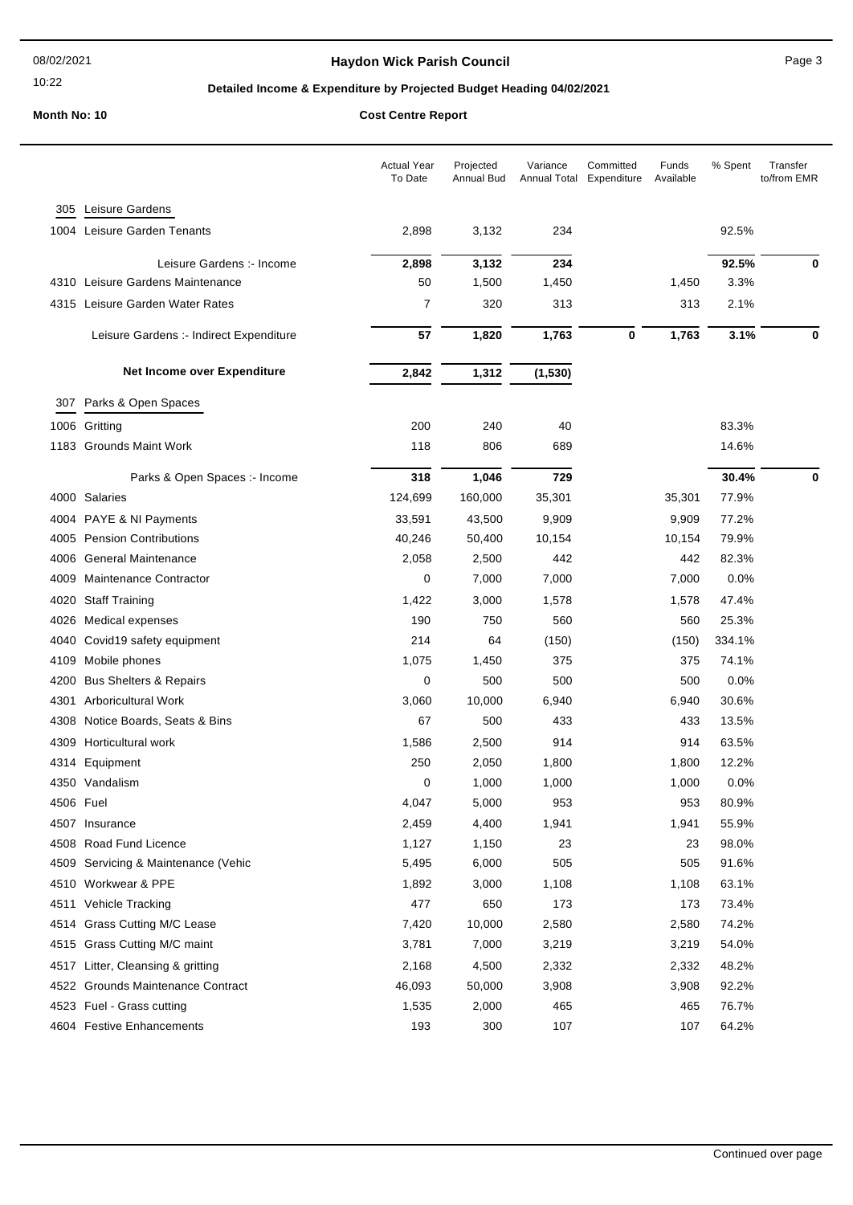**Haydon Wick Parish Council**

**Detailed Income & Expenditure by Projected Budget Heading 04/02/2021**

**Month No: 10** **Cost Centre Report**

| | | Actual Year To Date | Projected Annual Bud | Variance Annual Total | Committed Expenditure | Funds Available | % Spent | Transfer to/from EMR |
|---|---|---|---|---|---|---|---|---|
| 305 | Leisure Gardens | | | | | | | |
| 1004 | Leisure Garden Tenants | 2,898 | 3,132 | 234 | | | 92.5% | |
| | Leisure Gardens :- Income | **2,898** | **3,132** | **234** | | | **92.5%** | **0** |
| 4310 | Leisure Gardens Maintenance | 50 | 1,500 | 1,450 | | 1,450 | 3.3% | |
| 4315 | Leisure Garden Water Rates | 7 | 320 | 313 | | 313 | 2.1% | |
| | Leisure Gardens :- Indirect Expenditure | **57** | **1,820** | **1,763** | **0** | **1,763** | **3.1%** | **0** |
| | **Net Income over Expenditure** | **2,842** | **1,312** | **(1,530)** | | | | |
| 307 | Parks & Open Spaces | | | | | | | |
| 1006 | Gritting | 200 | 240 | 40 | | | 83.3% | |
| 1183 | Grounds Maint Work | 118 | 806 | 689 | | | 14.6% | |
| | Parks & Open Spaces :- Income | **318** | **1,046** | **729** | | | **30.4%** | **0** |
| 4000 | Salaries | 124,699 | 160,000 | 35,301 | | 35,301 | 77.9% | |
| 4004 | PAYE & NI Payments | 33,591 | 43,500 | 9,909 | | 9,909 | 77.2% | |
| 4005 | Pension Contributions | 40,246 | 50,400 | 10,154 | | 10,154 | 79.9% | |
| 4006 | General Maintenance | 2,058 | 2,500 | 442 | | 442 | 82.3% | |
| 4009 | Maintenance Contractor | 0 | 7,000 | 7,000 | | 7,000 | 0.0% | |
| 4020 | Staff Training | 1,422 | 3,000 | 1,578 | | 1,578 | 47.4% | |
| 4026 | Medical expenses | 190 | 750 | 560 | | 560 | 25.3% | |
| 4040 | Covid19 safety equipment | 214 | 64 | (150) | | (150) | 334.1% | |
| 4109 | Mobile phones | 1,075 | 1,450 | 375 | | 375 | 74.1% | |
| 4200 | Bus Shelters & Repairs | 0 | 500 | 500 | | 500 | 0.0% | |
| 4301 | Arboricultural Work | 3,060 | 10,000 | 6,940 | | 6,940 | 30.6% | |
| 4308 | Notice Boards, Seats & Bins | 67 | 500 | 433 | | 433 | 13.5% | |
| 4309 | Horticultural work | 1,586 | 2,500 | 914 | | 914 | 63.5% | |
| 4314 | Equipment | 250 | 2,050 | 1,800 | | 1,800 | 12.2% | |
| 4350 | Vandalism | 0 | 1,000 | 1,000 | | 1,000 | 0.0% | |
| 4506 | Fuel | 4,047 | 5,000 | 953 | | 953 | 80.9% | |
| 4507 | Insurance | 2,459 | 4,400 | 1,941 | | 1,941 | 55.9% | |
| 4508 | Road Fund Licence | 1,127 | 1,150 | 23 | | 23 | 98.0% | |
| 4509 | Servicing & Maintenance (Vehic | 5,495 | 6,000 | 505 | | 505 | 91.6% | |
| 4510 | Workwear & PPE | 1,892 | 3,000 | 1,108 | | 1,108 | 63.1% | |
| 4511 | Vehicle Tracking | 477 | 650 | 173 | | 173 | 73.4% | |
| 4514 | Grass Cutting M/C Lease | 7,420 | 10,000 | 2,580 | | 2,580 | 74.2% | |
| 4515 | Grass Cutting M/C maint | 3,781 | 7,000 | 3,219 | | 3,219 | 54.0% | |
| 4517 | Litter, Cleansing & gritting | 2,168 | 4,500 | 2,332 | | 2,332 | 48.2% | |
| 4522 | Grounds Maintenance Contract | 46,093 | 50,000 | 3,908 | | 3,908 | 92.2% | |
| 4523 | Fuel - Grass cutting | 1,535 | 2,000 | 465 | | 465 | 76.7% | |
| 4604 | Festive Enhancements | 193 | 300 | 107 | | 107 | 64.2% | |

Continued over page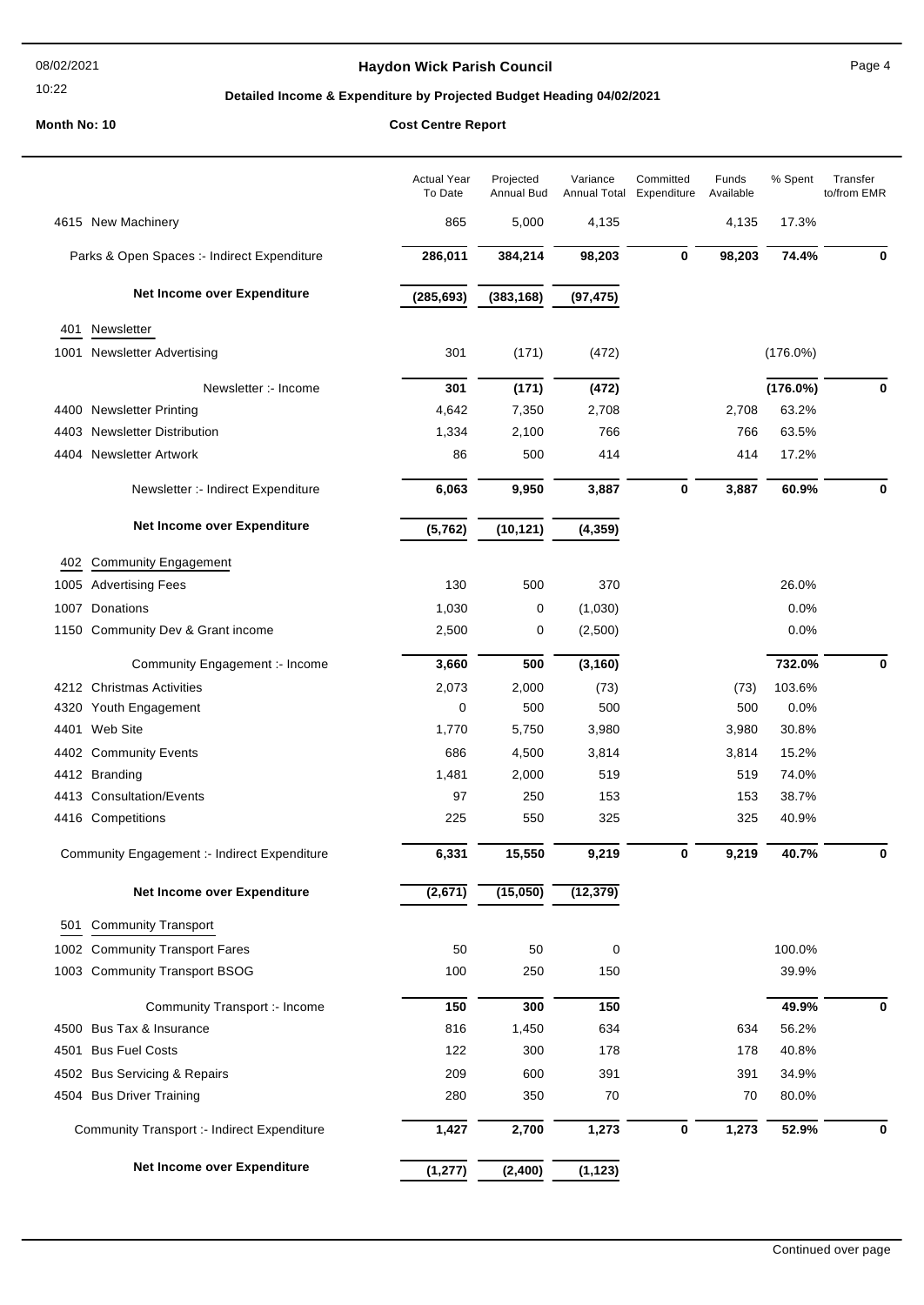# Haydon Wick Parish Council

## Detailed Income & Expenditure by Projected Budget Heading 04/02/2021

**Month No: 10** **Cost Centre Report**

| | Actual Year To Date | Projected Annual Bud | Variance Annual Total | Committed Expenditure | Funds Available | % Spent | Transfer to/from EMR |
|---|---|---|---|---|---|---|---|
| 4615 New Machinery | 865 | 5,000 | 4,135 | | 4,135 | 17.3% | |
| **Parks & Open Spaces :- Indirect Expenditure** | **286,011** | **384,214** | **98,203** | **0** | **98,203** | **74.4%** | **0** |
| **Net Income over Expenditure** | **(285,693)** | **(383,168)** | **(97,475)** | | | | |
| 401 Newsletter | | | | | | | |
| 1001 Newsletter Advertising | 301 | (171) | (472) | | | (176.0%) | |
| Newsletter :- Income | **301** | **(171)** | **(472)** | | | **(176.0%)** | **0** |
| 4400 Newsletter Printing | 4,642 | 7,350 | 2,708 | | 2,708 | 63.2% | |
| 4403 Newsletter Distribution | 1,334 | 2,100 | 766 | | 766 | 63.5% | |
| 4404 Newsletter Artwork | 86 | 500 | 414 | | 414 | 17.2% | |
| Newsletter :- Indirect Expenditure | **6,063** | **9,950** | **3,887** | **0** | **3,887** | **60.9%** | **0** |
| **Net Income over Expenditure** | **(5,762)** | **(10,121)** | **(4,359)** | | | | |
| 402 Community Engagement | | | | | | | |
| 1005 Advertising Fees | 130 | 500 | 370 | | | 26.0% | |
| 1007 Donations | 1,030 | 0 | (1,030) | | | 0.0% | |
| 1150 Community Dev & Grant income | 2,500 | 0 | (2,500) | | | 0.0% | |
| Community Engagement :- Income | **3,660** | **500** | **(3,160)** | | | **732.0%** | **0** |
| 4212 Christmas Activities | 2,073 | 2,000 | (73) | | (73) | 103.6% | |
| 4320 Youth Engagement | 0 | 500 | 500 | | 500 | 0.0% | |
| 4401 Web Site | 1,770 | 5,750 | 3,980 | | 3,980 | 30.8% | |
| 4402 Community Events | 686 | 4,500 | 3,814 | | 3,814 | 15.2% | |
| 4412 Branding | 1,481 | 2,000 | 519 | | 519 | 74.0% | |
| 4413 Consultation/Events | 97 | 250 | 153 | | 153 | 38.7% | |
| 4416 Competitions | 225 | 550 | 325 | | 325 | 40.9% | |
| Community Engagement :- Indirect Expenditure | **6,331** | **15,550** | **9,219** | **0** | **9,219** | **40.7%** | **0** |
| **Net Income over Expenditure** | **(2,671)** | **(15,050)** | **(12,379)** | | | | |
| 501 Community Transport | | | | | | | |
| 1002 Community Transport Fares | 50 | 50 | 0 | | | 100.0% | |
| 1003 Community Transport BSOG | 100 | 250 | 150 | | | 39.9% | |
| Community Transport :- Income | **150** | **300** | **150** | | | **49.9%** | **0** |
| 4500 Bus Tax & Insurance | 816 | 1,450 | 634 | | 634 | 56.2% | |
| 4501 Bus Fuel Costs | 122 | 300 | 178 | | 178 | 40.8% | |
| 4502 Bus Servicing & Repairs | 209 | 600 | 391 | | 391 | 34.9% | |
| 4504 Bus Driver Training | 280 | 350 | 70 | | 70 | 80.0% | |
| Community Transport :- Indirect Expenditure | **1,427** | **2,700** | **1,273** | **0** | **1,273** | **52.9%** | **0** |
| **Net Income over Expenditure** | **(1,277)** | **(2,400)** | **(1,123)** | | | | |

Continued over page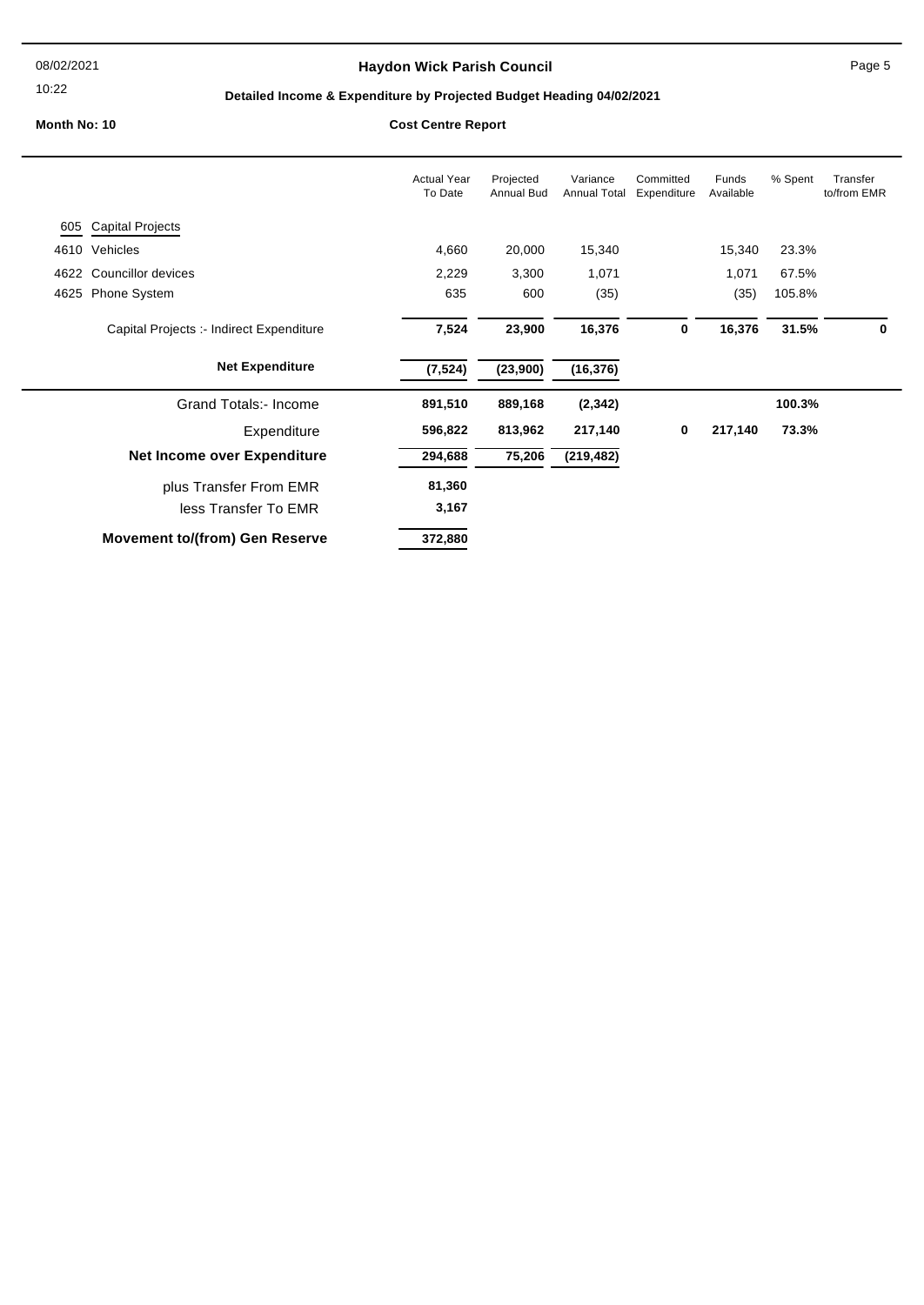**Haydon Wick Parish Council**

**Detailed Income & Expenditure by Projected Budget Heading 04/02/2021**

**Month No: 10** **Cost Centre Report**

| | Actual Year To Date | Projected Annual Bud | Variance Annual Total | Committed Expenditure | Funds Available | % Spent | Transfer to/from EMR |
|---|---|---|---|---|---|---|---|
| **605 Capital Projects** | | | | | | | |
| 4610 Vehicles | 4,660 | 20,000 | 15,340 | | 15,340 | 23.3% | |
| 4622 Councillor devices | 2,229 | 3,300 | 1,071 | | 1,071 | 67.5% | |
| 4625 Phone System | 635 | 600 | (35) | | (35) | 105.8% | |
| Capital Projects :- Indirect Expenditure | **7,524** | **23,900** | **16,376** | **0** | **16,376** | **31.5%** | **0** |
| **Net Expenditure** | **(7,524)** | **(23,900)** | **(16,376)** | | | | |
| Grand Totals:- Income | **891,510** | **889,168** | **(2,342)** | | | **100.3%** | |
| Expenditure | **596,822** | **813,962** | **217,140** | **0** | **217,140** | **73.3%** | |
| **Net Income over Expenditure** | **294,688** | **75,206** | **(219,482)** | | | | |
| plus Transfer From EMR | **81,360** | | | | | | |
| less Transfer To EMR | **3,167** | | | | | | |
| **Movement to/(from) Gen Reserve** | **372,880** | | | | | | |